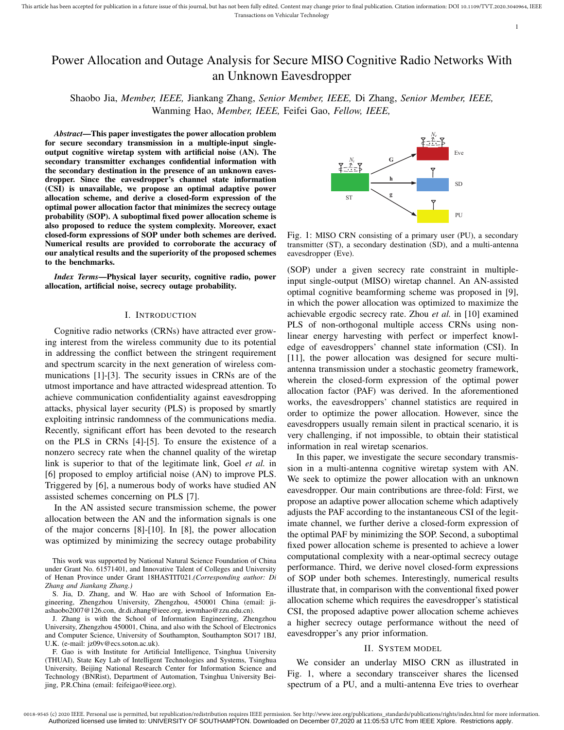# Power Allocation and Outage Analysis for Secure MISO Cognitive Radio Networks With an Unknown Eavesdropper

Shaobo Jia, *Member, IEEE,* Jiankang Zhang, *Senior Member, IEEE,* Di Zhang, *Senior Member, IEEE,* Wanming Hao, *Member, IEEE,* Feifei Gao, *Fellow, IEEE,*

***Abstract*—This paper investigates the power allocation problem for secure secondary transmission in a multiple-input single-output cognitive wiretap system with artificial noise (AN). The secondary transmitter exchanges confidential information with the secondary destination in the presence of an unknown eavesdropper. Since the eavesdropper's channel state information (CSI) is unavailable, we propose an optimal adaptive power allocation scheme, and derive a closed-form expression of the optimal power allocation factor that minimizes the secrecy outage probability (SOP). A suboptimal fixed power allocation scheme is also proposed to reduce the system complexity. Moreover, exact closed-form expressions of SOP under both schemes are derived. Numerical results are provided to corroborate the accuracy of our analytical results and the superiority of the proposed schemes to the benchmarks.**

***Index Terms*—Physical layer security, cognitive radio, power allocation, artificial noise, secrecy outage probability.**

## I. Introduction

Cognitive radio networks (CRNs) have attracted ever growing interest from the wireless community due to its potential in addressing the conflict between the stringent requirement and spectrum scarcity in the next generation of wireless communications [1]-[3]. The security issues in CRNs are of the utmost importance and have attracted widespread attention. To achieve communication confidentiality against eavesdropping attacks, physical layer security (PLS) is proposed by smartly exploiting intrinsic randomness of the communications media. Recently, significant effort has been devoted to the research on the PLS in CRNs [4]-[5]. To ensure the existence of a nonzero secrecy rate when the channel quality of the wiretap link is superior to that of the legitimate link, Goel *et al.* in [6] proposed to employ artificial noise (AN) to improve PLS. Triggered by [6], a numerous body of works have studied AN assisted schemes concerning on PLS [7].

In the AN assisted secure transmission scheme, the power allocation between the AN and the information signals is one of the major concerns [8]-[10]. In [8], the power allocation was optimized by minimizing the secrecy outage probability (SOP) under a given secrecy rate constraint in multiple-input single-output (MISO) wiretap channel. An AN-assisted optimal cognitive beamforming scheme was proposed in [9], in which the power allocation was optimized to maximize the achievable ergodic secrecy rate. Zhou *et al.* in [10] examined PLS of non-orthogonal multiple access CRNs using non-linear energy harvesting with perfect or imperfect knowledge of eavesdroppers' channel state information (CSI). In [11], the power allocation was designed for secure multi-antenna transmission under a stochastic geometry framework, wherein the closed-form expression of the optimal power allocation factor (PAF) was derived. In the aforementioned works, the eavesdroppers' channel statistics are required in order to optimize the power allocation. However, since the eavesdroppers usually remain silent in practical scenario, it is very challenging, if not impossible, to obtain their statistical information in real wiretap scenarios.

Fig. 1: MISO CRN consisting of a primary user (PU), a secondary transmitter (ST), a secondary destination (SD), and a multi-antenna eavesdropper (Eve).

In this paper, we investigate the secure secondary transmission in a multi-antenna cognitive wiretap system with AN. We seek to optimize the power allocation with an unknown eavesdropper. Our main contributions are three-fold: First, we propose an adaptive power allocation scheme which adaptively adjusts the PAF according to the instantaneous CSI of the legitimate channel, we further derive a closed-form expression of the optimal PAF by minimizing the SOP. Second, a suboptimal fixed power allocation scheme is presented to achieve a lower computational complexity with a near-optimal secrecy outage performance. Third, we derive novel closed-form expressions of SOP under both schemes. Interestingly, numerical results illustrate that, in comparison with the conventional fixed power allocation scheme which requires the eavesdropper's statistical CSI, the proposed adaptive power allocation scheme achieves a higher secrecy outage performance without the need of eavesdropper's any prior information.

## II. System Model

We consider an underlay MISO CRN as illustrated in Fig. 1, where a secondary transceiver shares the licensed spectrum of a PU, and a multi-antenna Eve tries to overhear

---

This work was supported by National Natural Science Foundation of China under Grant No. 61571401, and Innovative Talent of Colleges and University of Henan Province under Grant 18HASTIT021.*(Corresponding author: Di Zhang and Jiankang Zhang.)*

S. Jia, D. Zhang, and W. Hao are with School of Information Engineering, Zhengzhou University, Zhengzhou, 450001 China (email: jiashaobo2007@126.com, dr.di.zhang@ieee.org, iewmhao@zzu.edu.cn).

J. Zhang is with the School of Information Engineering, Zhengzhou University, Zhengzhou 450001, China, and also with the School of Electronics and Computer Science, University of Southampton, Southampton SO17 1BJ, U.K. (e-mail: jz09v@ecs.soton.ac.uk).

F. Gao is with Institute for Artificial Intelligence, Tsinghua University (THUAI), State Key Lab of Intelligent Technologies and Systems, Tsinghua University, Beijing National Research Center for Information Science and Technology (BNRist), Department of Automation, Tsinghua University Beijing, P.R.China (email: feifeigao@ieee.org).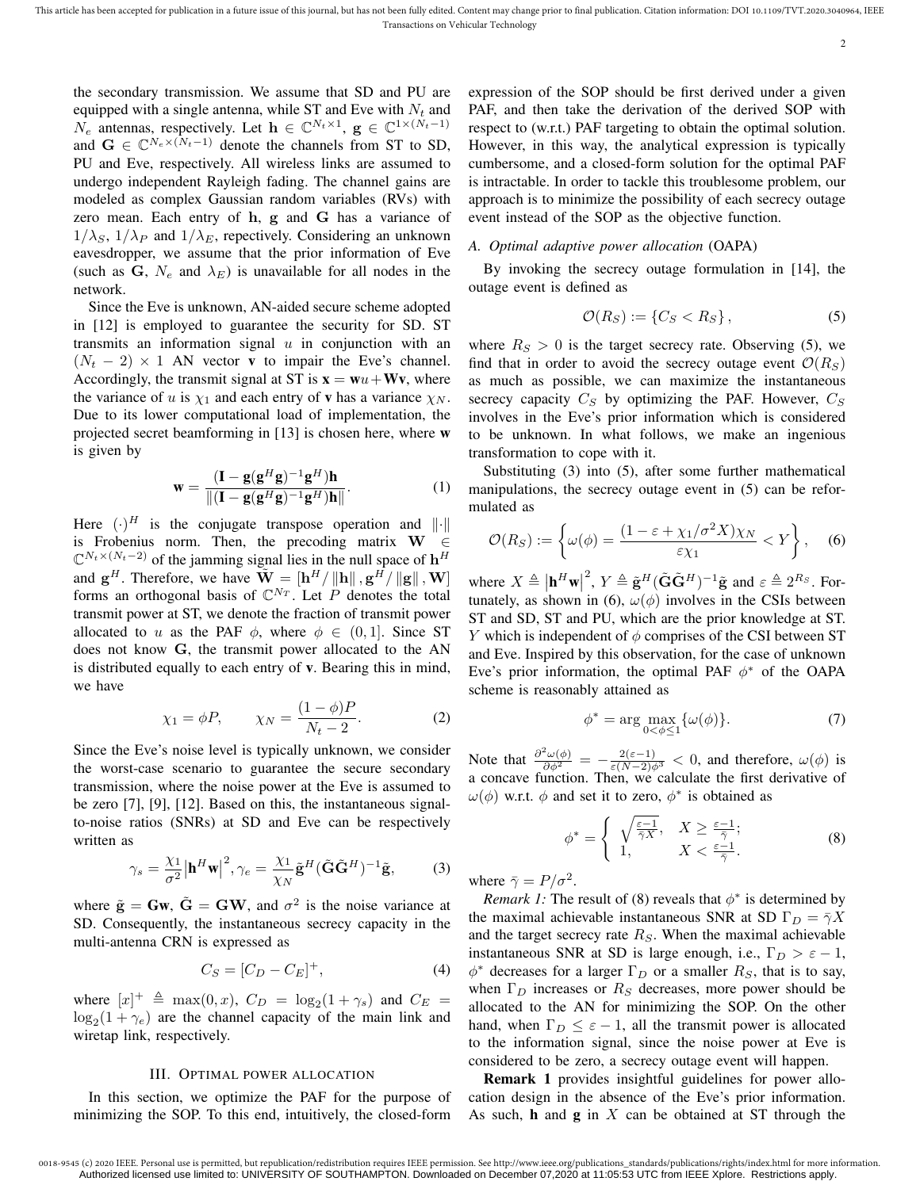the secondary transmission. We assume that SD and PU are equipped with a single antenna, while ST and Eve with $N_t$ and $N_e$ antennas, respectively. Let $\mathbf{h} \in \mathbb{C}^{N_t \times 1}$, $\mathbf{g} \in \mathbb{C}^{1 \times (N_t - 1)}$ and $\mathbf{G} \in \mathbb{C}^{N_e \times (N_t - 1)}$ denote the channels from ST to SD, PU and Eve, respectively. All wireless links are assumed to undergo independent Rayleigh fading. The channel gains are modeled as complex Gaussian random variables (RVs) with zero mean. Each entry of $\mathbf{h}$, $\mathbf{g}$ and $\mathbf{G}$ has a variance of $1/\lambda_S$, $1/\lambda_P$ and $1/\lambda_E$, repectively. Considering an unknown eavesdropper, we assume that the prior information of Eve (such as $\mathbf{G}$, $N_e$ and $\lambda_E$) is unavailable for all nodes in the network.

Since the Eve is unknown, AN-aided secure scheme adopted in [12] is employed to guarantee the security for SD. ST transmits an information signal $u$ in conjunction with an $(N_t - 2) \times 1$ AN vector $\mathbf{v}$ to impair the Eve's channel. Accordingly, the transmit signal at ST is $\mathbf{x} = \mathbf{w}u + \mathbf{W}\mathbf{v}$, where the variance of $u$ is $\chi_1$ and each entry of $\mathbf{v}$ has a variance $\chi_N$. Due to its lower computational load of implementation, the projected secret beamforming in [13] is chosen here, where $\mathbf{w}$ is given by

$$\mathbf{w} = \frac{(\mathbf{I} - \mathbf{g}(\mathbf{g}^H\mathbf{g})^{-1}\mathbf{g}^H)\mathbf{h}}{\|(\mathbf{I} - \mathbf{g}(\mathbf{g}^H\mathbf{g})^{-1}\mathbf{g}^H)\mathbf{h}\|}. \tag{1}$$

Here $(\cdot)^H$ is the conjugate transpose operation and $\|\cdot\|$ is Frobenius norm. Then, the precoding matrix $\mathbf{W} \in \mathbb{C}^{N_t \times (N_t - 2)}$ of the jamming signal lies in the null space of $\mathbf{h}^H$ and $\mathbf{g}^H$. Therefore, we have $\tilde{\mathbf{W}} = [\mathbf{h}^H / \|\mathbf{h}\|, \mathbf{g}^H / \|\mathbf{g}\|, \mathbf{W}]$ forms an orthogonal basis of $\mathbb{C}^{N_T}$. Let $P$ denotes the total transmit power at ST, we denote the fraction of transmit power allocated to $u$ as the PAF $\phi$, where $\phi \in (0, 1]$. Since ST does not know $\mathbf{G}$, the transmit power allocated to the AN is distributed equally to each entry of $\mathbf{v}$. Bearing this in mind, we have

$$\chi_1 = \phi P, \qquad \chi_N = \frac{(1-\phi)P}{N_t - 2}. \tag{2}$$

Since the Eve's noise level is typically unknown, we consider the worst-case scenario to guarantee the secure secondary transmission, where the noise power at the Eve is assumed to be zero [7], [9], [12]. Based on this, the instantaneous signal-to-noise ratios (SNRs) at SD and Eve can be respectively written as

$$\gamma_s = \frac{\chi_1}{\sigma^2}\left|\mathbf{h}^H\mathbf{w}\right|^2, \gamma_e = \frac{\chi_1}{\chi_N}\tilde{\mathbf{g}}^H(\tilde{\mathbf{G}}\tilde{\mathbf{G}}^H)^{-1}\tilde{\mathbf{g}}, \tag{3}$$

where $\tilde{\mathbf{g}} = \mathbf{G}\mathbf{w}$, $\tilde{\mathbf{G}} = \mathbf{G}\mathbf{W}$, and $\sigma^2$ is the noise variance at SD. Consequently, the instantaneous secrecy capacity in the multi-antenna CRN is expressed as

$$C_S = [C_D - C_E]^+, \tag{4}$$

where $[x]^+ \triangleq \max(0, x)$, $C_D = \log_2(1 + \gamma_s)$ and $C_E = \log_2(1 + \gamma_e)$ are the channel capacity of the main link and wiretap link, respectively.

## III. Optimal power allocation

In this section, we optimize the PAF for the purpose of minimizing the SOP. To this end, intuitively, the closed-form expression of the SOP should be first derived under a given PAF, and then take the derivation of the derived SOP with respect to (w.r.t.) PAF targeting to obtain the optimal solution. However, in this way, the analytical expression is typically cumbersome, and a closed-form solution for the optimal PAF is intractable. In order to tackle this troublesome problem, our approach is to minimize the possibility of each secrecy outage event instead of the SOP as the objective function.

### A. Optimal adaptive power allocation (OAPA)

By invoking the secrecy outage formulation in [14], the outage event is defined as

$$\mathcal{O}(R_S) := \{C_S < R_S\}, \tag{5}$$

where $R_S > 0$ is the target secrecy rate. Observing (5), we find that in order to avoid the secrecy outage event $\mathcal{O}(R_S)$ as much as possible, we can maximize the instantaneous secrecy capacity $C_S$ by optimizing the PAF. However, $C_S$ involves in the Eve's prior information which is considered to be unknown. In what follows, we make an ingenious transformation to cope with it.

Substituting (3) into (5), after some further mathematical manipulations, the secrecy outage event in (5) can be reformulated as

$$\mathcal{O}(R_S) := \left\{\omega(\phi) = \frac{(1 - \varepsilon + \chi_1/\sigma^2 X)\chi_N}{\varepsilon\chi_1} < Y\right\}, \tag{6}$$

where $X \triangleq \left|\mathbf{h}^H\mathbf{w}\right|^2$, $Y \triangleq \tilde{\mathbf{g}}^H(\tilde{\mathbf{G}}\tilde{\mathbf{G}}^H)^{-1}\tilde{\mathbf{g}}$ and $\varepsilon \triangleq 2^{R_S}$. Fortunately, as shown in (6), $\omega(\phi)$ involves in the CSIs between ST and SD, ST and PU, which are the prior knowledge at ST. $Y$ which is independent of $\phi$ comprises of the CSI between ST and Eve. Inspired by this observation, for the case of unknown Eve's prior information, the optimal PAF $\phi^*$ of the OAPA scheme is reasonably attained as

$$\phi^* = \arg\max_{0<\phi\leq 1}\{\omega(\phi)\}. \tag{7}$$

Note that $\frac{\partial^2\omega(\phi)}{\partial\phi^2} = -\frac{2(\varepsilon-1)}{\varepsilon(N-2)\phi^3} < 0$, and therefore, $\omega(\phi)$ is a concave function. Then, we calculate the first derivative of $\omega(\phi)$ w.r.t. $\phi$ and set it to zero, $\phi^*$ is obtained as

$$\phi^* = \begin{cases} \sqrt{\frac{\varepsilon-1}{\bar{\gamma}X}}, & X \geq \frac{\varepsilon-1}{\bar{\gamma}}; \\ 1, & X < \frac{\varepsilon-1}{\bar{\gamma}}. \end{cases} \tag{8}$$

where $\bar{\gamma} = P/\sigma^2$.

*Remark 1:* The result of (8) reveals that $\phi^*$ is determined by the maximal achievable instantaneous SNR at SD $\Gamma_D = \bar{\gamma}X$ and the target secrecy rate $R_S$. When the maximal achievable instantaneous SNR at SD is large enough, i.e., $\Gamma_D > \varepsilon - 1$, $\phi^*$ decreases for a larger $\Gamma_D$ or a smaller $R_S$, that is to say, when $\Gamma_D$ increases or $R_S$ decreases, more power should be allocated to the AN for minimizing the SOP. On the other hand, when $\Gamma_D \leq \varepsilon - 1$, all the transmit power is allocated to the information signal, since the noise power at Eve is considered to be zero, a secrecy outage event will happen.

**Remark 1** provides insightful guidelines for power allocation design in the absence of the Eve's prior information. As such, $\mathbf{h}$ and $\mathbf{g}$ in $X$ can be obtained at ST through the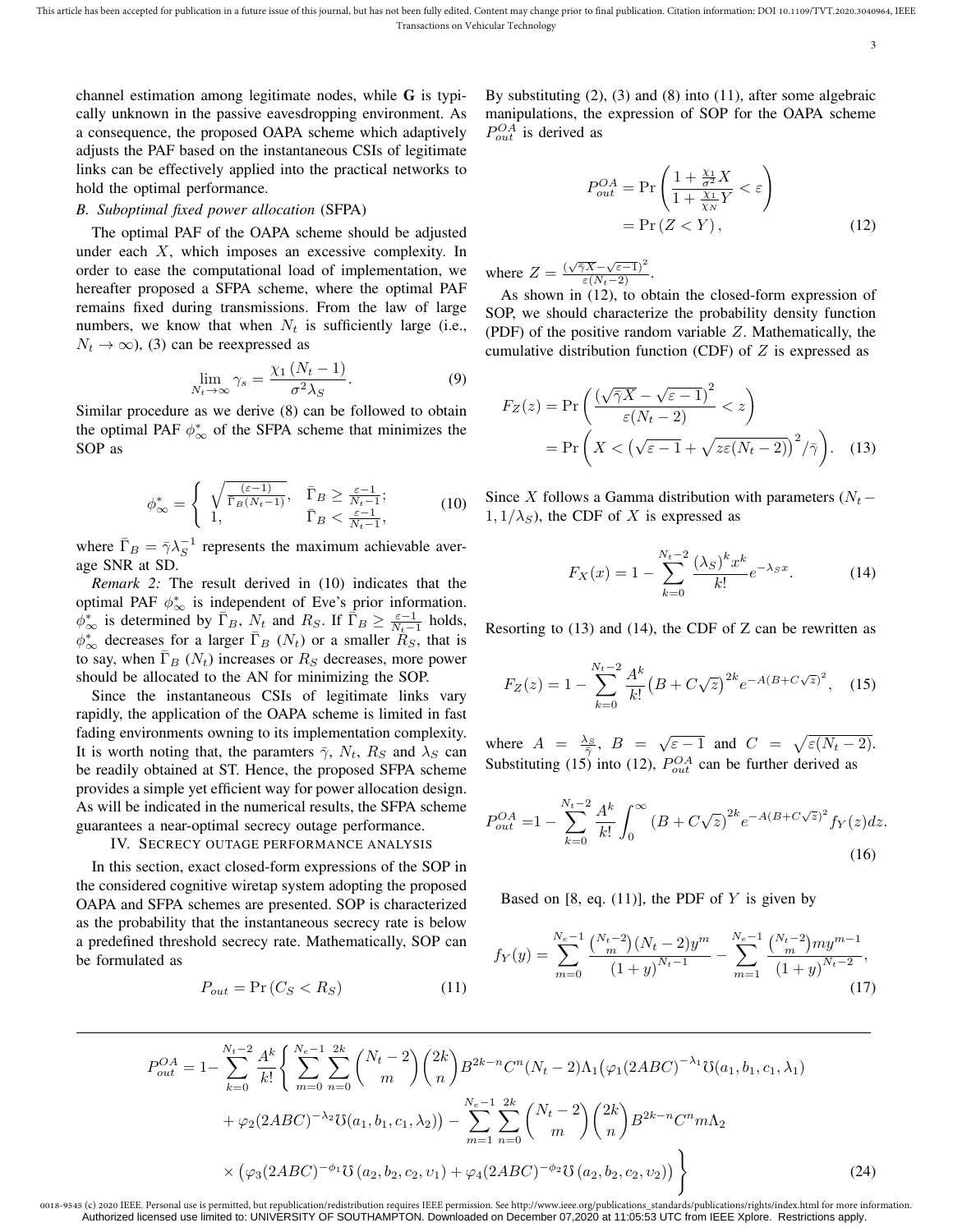channel estimation among legitimate nodes, while $\mathbf{G}$ is typically unknown in the passive eavesdropping environment. As a consequence, the proposed OAPA scheme which adaptively adjusts the PAF based on the instantaneous CSIs of legitimate links can be effectively applied into the practical networks to hold the optimal performance.

### B. Suboptimal fixed power allocation (SFPA)

The optimal PAF of the OAPA scheme should be adjusted under each $X$, which imposes an excessive complexity. In order to ease the computational load of implementation, we hereafter proposed a SFPA scheme, where the optimal PAF remains fixed during transmissions. From the law of large numbers, we know that when $N_t$ is sufficiently large (i.e., $N_t \to \infty$), (3) can be reexpressed as

$$\lim_{N_t \to \infty} \gamma_s = \frac{\chi_1 (N_t - 1)}{\sigma^2 \lambda_S}. \tag{9}$$

Similar procedure as we derive (8) can be followed to obtain the optimal PAF $\phi_\infty^*$ of the SFPA scheme that minimizes the SOP as

$$\phi_\infty^* = \begin{cases} \sqrt{\frac{(\varepsilon-1)}{\bar{\Gamma}_B (N_t-1)}}, & \bar{\Gamma}_B \geq \frac{\varepsilon-1}{N_t-1}; \\ 1, & \bar{\Gamma}_B < \frac{\varepsilon-1}{N_t-1}, \end{cases} \tag{10}$$

where $\bar{\Gamma}_B = \bar{\gamma}\lambda_S^{-1}$ represents the maximum achievable average SNR at SD.

*Remark 2:* The result derived in (10) indicates that the optimal PAF $\phi_\infty^*$ is independent of Eve's prior information. $\phi_\infty^*$ is determined by $\bar{\Gamma}_B$, $N_t$ and $R_S$. If $\bar{\Gamma}_B \geq \frac{\varepsilon-1}{N_t-1}$ holds, $\phi_\infty^*$ decreases for a larger $\bar{\Gamma}_B$ ($N_t$) or a smaller $R_S$, that is to say, when $\bar{\Gamma}_B$ ($N_t$) increases or $R_S$ decreases, more power should be allocated to the AN for minimizing the SOP.

Since the instantaneous CSIs of legitimate links vary rapidly, the application of the OAPA scheme is limited in fast fading environments owning to its implementation complexity. It is worth noting that, the paramters $\bar{\gamma}$, $N_t$, $R_S$ and $\lambda_S$ can be readily obtained at ST. Hence, the proposed SFPA scheme provides a simple yet efficient way for power allocation design. As will be indicated in the numerical results, the SFPA scheme guarantees a near-optimal secrecy outage performance.

## IV. Secrecy outage performance analysis

In this section, exact closed-form expressions of the SOP in the considered cognitive wiretap system adopting the proposed OAPA and SFPA schemes are presented. SOP is characterized as the probability that the instantaneous secrecy rate is below a predefined threshold secrecy rate. Mathematically, SOP can be formulated as

$$P_{out} = \Pr\left(C_S < R_S\right) \tag{11}$$

By substituting (2), (3) and (8) into (11), after some algebraic manipulations, the expression of SOP for the OAPA scheme $P_{out}^{OA}$ is derived as

$$\begin{aligned} P_{out}^{OA} &= \Pr\left(\frac{1+\frac{\chi_1}{\sigma^2}X}{1+\frac{\chi_1}{\chi_N}Y} < \varepsilon\right) \\ &= \Pr\left(Z < Y\right), \end{aligned} \tag{12}$$

where $Z = \frac{\left(\sqrt{\bar{\gamma}X}-\sqrt{\varepsilon-1}\right)^2}{\varepsilon(N_t-2)}$.

As shown in (12), to obtain the closed-form expression of SOP, we should characterize the probability density function (PDF) of the positive random variable $Z$. Mathematically, the cumulative distribution function (CDF) of $Z$ is expressed as

$$\begin{aligned} F_Z(z) &= \Pr\left(\frac{\left(\sqrt{\bar{\gamma}X}-\sqrt{\varepsilon-1}\right)^2}{\varepsilon(N_t-2)} < z\right) \\ &= \Pr\left(X < \left(\sqrt{\varepsilon-1}+\sqrt{z\varepsilon(N_t-2)}\right)^2/\bar{\gamma}\right). \end{aligned} \tag{13}$$

Since $X$ follows a Gamma distribution with parameters $(N_t-1, 1/\lambda_S)$, the CDF of $X$ is expressed as

$$F_X(x) = 1 - \sum_{k=0}^{N_t-2} \frac{(\lambda_S)^k x^k}{k!} e^{-\lambda_S x}. \tag{14}$$

Resorting to (13) and (14), the CDF of Z can be rewritten as

$$F_Z(z) = 1 - \sum_{k=0}^{N_t-2} \frac{A^k}{k!}\left(B + C\sqrt{z}\right)^{2k} e^{-A\left(B+C\sqrt{z}\right)^2}, \tag{15}$$

where $A = \frac{\lambda_S}{\bar{\gamma}}$, $B = \sqrt{\varepsilon-1}$ and $C = \sqrt{\varepsilon(N_t-2)}$. Substituting (15) into (12), $P_{out}^{OA}$ can be further derived as

$$P_{out}^{OA} = 1 - \sum_{k=0}^{N_t-2} \frac{A^k}{k!} \int_0^\infty \left(B + C\sqrt{z}\right)^{2k} e^{-A\left(B+C\sqrt{z}\right)^2} f_Y(z) dz. \tag{16}$$

Based on [8, eq. (11)], the PDF of $Y$ is given by

$$f_Y(y) = \sum_{m=0}^{N_e-1} \frac{\binom{N_t-2}{m}(N_t-2)y^m}{(1+y)^{N_t-1}} - \sum_{m=1}^{N_e-1} \frac{\binom{N_t-2}{m} m y^{m-1}}{(1+y)^{N_t-2}}, \tag{17}$$

$$\begin{aligned} P_{out}^{OA} = 1 - \sum_{k=0}^{N_t-2} \frac{A^k}{k!} \Bigg\{ & \sum_{m=0}^{N_e-1} \sum_{n=0}^{2k} \binom{N_t-2}{m}\binom{2k}{n} B^{2k-n} C^n (N_t-2) \Lambda_1 \big(\varphi_1 (2ABC)^{-\lambda_1} \mho(a_1, b_1, c_1, \lambda_1) \\ & + \varphi_2 (2ABC)^{-\lambda_2} \mho(a_1, b_1, c_1, \lambda_2)\big) - \sum_{m=1}^{N_e-1} \sum_{n=0}^{2k} \binom{N_t-2}{m}\binom{2k}{n} B^{2k-n} C^n m \Lambda_2 \\ & \times \left(\varphi_3 (2ABC)^{-\phi_1} \mho\left(a_2, b_2, c_2, \upsilon_1\right) + \varphi_4 (2ABC)^{-\phi_2} \mho\left(a_2, b_2, c_2, \upsilon_2\right)\right) \Bigg\} \end{aligned} \tag{24}$$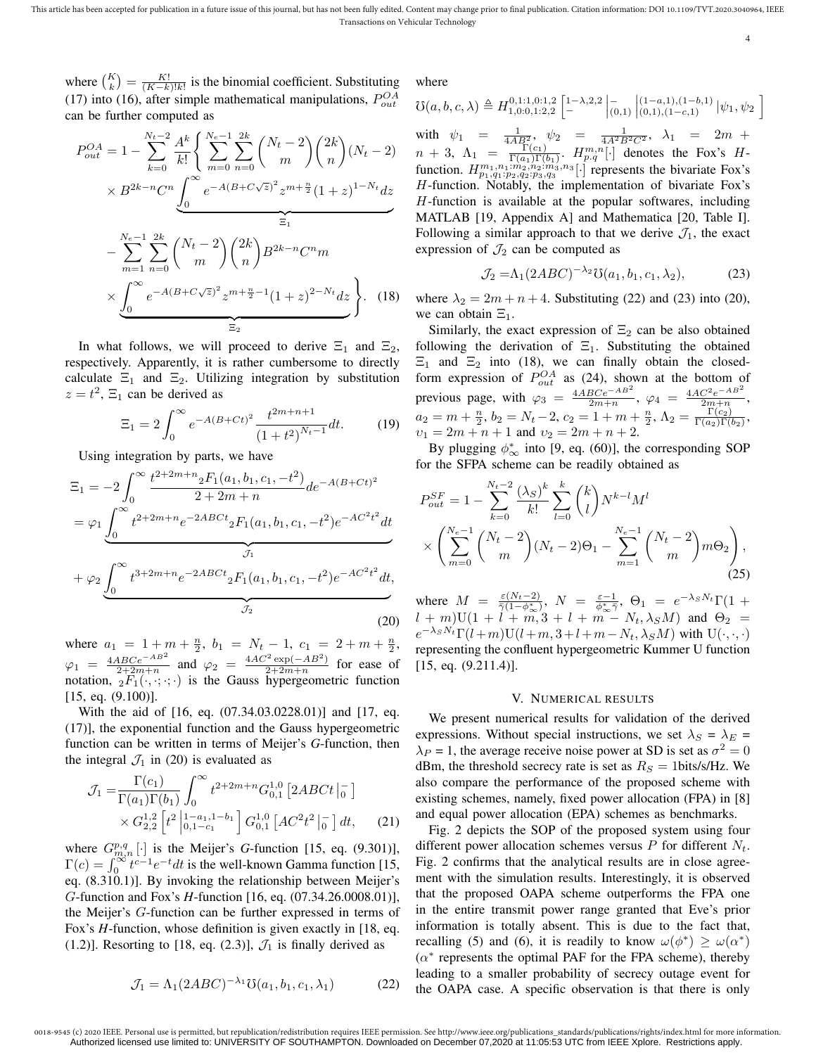where $\binom{K}{k} = \frac{K!}{(K-k)!k!}$ is the binomial coefficient. Substituting (17) into (16), after simple mathematical manipulations, $P_{out}^{OA}$ can be further computed as

$$
\begin{aligned}
P_{out}^{OA} = 1 - \sum_{k=0}^{N_t-2} \frac{A^k}{k!} \Bigg\{ & \sum_{m=0}^{N_e-1} \sum_{n=0}^{2k} \binom{N_t-2}{m} \binom{2k}{n} (N_t-2) \\
& \times B^{2k-n} C^n \underbrace{\int_0^\infty e^{-A(B+C\sqrt{z})^2} z^{m+\frac{n}{2}} (1+z)^{1-N_t} dz}_{\Xi_1} \\
& - \sum_{m=1}^{N_e-1} \sum_{n=0}^{2k} \binom{N_t-2}{m} \binom{2k}{n} B^{2k-n} C^n m \\
& \times \underbrace{\int_0^\infty e^{-A(B+C\sqrt{z})^2} z^{m+\frac{n}{2}-1} (1+z)^{2-N_t} dz}_{\Xi_2} \Bigg\}. \quad (18)
\end{aligned}
$$

In what follows, we will proceed to derive $\Xi_1$ and $\Xi_2$, respectively. Apparently, it is rather cumbersome to directly calculate $\Xi_1$ and $\Xi_2$. Utilizing integration by substitution $z = t^2$, $\Xi_1$ can be derived as

$$
\Xi_1 = 2 \int_0^\infty e^{-A(B+Ct)^2} \frac{t^{2m+n+1}}{(1+t^2)^{N_t-1}} dt. \quad (19)
$$

Using integration by parts, we have

$$
\begin{aligned}
\Xi_1 &= -2 \int_0^\infty \frac{t^{2+2m+n} {}_2F_1(a_1, b_1, c_1, -t^2)}{2+2m+n} de^{-A(B+Ct)^2} \\
&= \varphi_1 \underbrace{\int_0^\infty t^{2+2m+n} e^{-2ABCt} {}_2F_1(a_1, b_1, c_1, -t^2) e^{-AC^2t^2} dt}_{\mathcal{J}_1} \\
&+ \varphi_2 \underbrace{\int_0^\infty t^{3+2m+n} e^{-2ABCt} {}_2F_1(a_1, b_1, c_1, -t^2) e^{-AC^2t^2} dt}_{\mathcal{J}_2},
\end{aligned} \quad (20)
$$

where $a_1 = 1 + m + \frac{n}{2}$, $b_1 = N_t - 1$, $c_1 = 2 + m + \frac{n}{2}$, $\varphi_1 = \frac{4ABCe^{-AB^2}}{2+2m+n}$ and $\varphi_2 = \frac{4AC^2 \exp(-AB^2)}{2+2m+n}$ for ease of notation, ${}_2F_1(\cdot, \cdot; \cdot; \cdot)$ is the Gauss hypergeometric function [15, eq. (9.100)].

With the aid of [16, eq. (07.34.03.0228.01)] and [17, eq. (17)], the exponential function and the Gauss hypergeometric function can be written in terms of Meijer's *G*-function, then the integral $\mathcal{J}_1$ in (20) is evaluated as

$$
\begin{aligned}
\mathcal{J}_1 = & \frac{\Gamma(c_1)}{\Gamma(a_1)\Gamma(b_1)} \int_0^\infty t^{2+2m+n} G_{0,1}^{1,0} \left[ 2ABCt \middle|_{0}^{-} \right] \\
& \times G_{2,2}^{1,2} \left[ t^2 \middle|_{0,1-c_1}^{1-a_1,1-b_1} \right] G_{0,1}^{1,0} \left[ AC^2t^2 \middle|_{0}^{-} \right] dt, \quad (21)
\end{aligned}
$$

where $G_{m,n}^{p,q}[\cdot]$ is the Meijer's *G*-function [15, eq. (9.301)], $\Gamma(c) = \int_0^\infty t^{c-1} e^{-t} dt$ is the well-known Gamma function [15, eq. (8.310.1)]. By invoking the relationship between Meijer's *G*-function and Fox's *H*-function [16, eq. (07.34.26.0008.01)], the Meijer's *G*-function can be further expressed in terms of Fox's *H*-function, whose definition is given exactly in [18, eq. (1.2)]. Resorting to [18, eq. (2.3)], $\mathcal{J}_1$ is finally derived as

$$
\mathcal{J}_1 = \Lambda_1 (2ABC)^{-\lambda_1} \mho(a_1, b_1, c_1, \lambda_1) \quad (22)
$$

where

$$
\mho(a, b, c, \lambda) \triangleq H_{1,0:0,1:2,2}^{0,1:1,0:1,2} \left[ \begin{matrix} 1-\lambda, 2, 2 \\ - \end{matrix} \middle| \begin{matrix} - \\ (0,1) \end{matrix} \middle| \begin{matrix} (1-a,1), (1-b,1) \\ (0,1), (1-c,1) \end{matrix} \middle| \psi_1, \psi_2 \right]
$$

with $\psi_1 = \frac{1}{4AB^2}$, $\psi_2 = \frac{1}{4A^2B^2C^2}$, $\lambda_1 = 2m + n + 3$, $\Lambda_1 = \frac{\Gamma(c_1)}{\Gamma(a_1)\Gamma(b_1)}$. $H_{p,q}^{m,n}[\cdot]$ denotes the Fox's *H*-function. $H_{p_1,q_1:p_2,q_2:p_3,q_3}^{m_1,n_1:m_2,n_2:m_3,n_3}[\cdot]$ represents the bivariate Fox's *H*-function. Notably, the implementation of bivariate Fox's *H*-function is available at the popular softwares, including MATLAB [19, Appendix A] and Mathematica [20, Table I]. Following a similar approach to that we derive $\mathcal{J}_1$, the exact expression of $\mathcal{J}_2$ can be computed as

$$
\mathcal{J}_2 = \Lambda_1 (2ABC)^{-\lambda_2} \mho(a_1, b_1, c_1, \lambda_2), \quad (23)
$$

where $\lambda_2 = 2m + n + 4$. Substituting (22) and (23) into (20), we can obtain $\Xi_1$.

Similarly, the exact expression of $\Xi_2$ can be also obtained following the derivation of $\Xi_1$. Substituting the obtained $\Xi_1$ and $\Xi_2$ into (18), we can finally obtain the closed-form expression of $P_{out}^{OA}$ as (24), shown at the bottom of previous page, with $\varphi_3 = \frac{4ABCe^{-AB^2}}{2m+n}$, $\varphi_4 = \frac{4AC^2e^{-AB^2}}{2m+n}$, $a_2 = m + \frac{n}{2}$, $b_2 = N_t - 2$, $c_2 = 1 + m + \frac{n}{2}$, $\Lambda_2 = \frac{\Gamma(c_2)}{\Gamma(a_2)\Gamma(b_2)}$, $\upsilon_1 = 2m + n + 1$ and $\upsilon_2 = 2m + n + 2$.

By plugging $\phi_\infty^*$ into [9, eq. (60)], the corresponding SOP for the SFPA scheme can be readily obtained as

$$
\begin{aligned}
P_{out}^{SF} = 1 - & \sum_{k=0}^{N_t-2} \frac{(\lambda_S)^k}{k!} \sum_{l=0}^{k} \binom{k}{l} N^{k-l} M^l \\
& \times \left( \sum_{m=0}^{N_e-1} \binom{N_t-2}{m} (N_t-2) \Theta_1 - \sum_{m=1}^{N_e-1} \binom{N_t-2}{m} m \Theta_2 \right),
\end{aligned} \quad (25)
$$

where $M = \frac{\varepsilon(N_t-2)}{\bar{\gamma}(1-\phi_\infty^*)}$, $N = \frac{\varepsilon-1}{\phi_\infty^* \bar{\gamma}}$, $\Theta_1 = e^{-\lambda_S N_t} \Gamma(1 + l + m) \mathrm{U}(1 + l + m, 3 + l + m - N_t, \lambda_S M)$ and $\Theta_2 = e^{-\lambda_S N_t} \Gamma(l+m) \mathrm{U}(l+m, 3+l+m-N_t, \lambda_S M)$ with $\mathrm{U}(\cdot, \cdot, \cdot)$ representing the confluent hypergeometric Kummer U function [15, eq. (9.211.4)].

## V. Numerical Results

We present numerical results for validation of the derived expressions. Without special instructions, we set $\lambda_S = \lambda_E = \lambda_P = 1$, the average receive noise power at SD is set as $\sigma^2 = 0$ dBm, the threshold secrecy rate is set as $R_S = 1$bits/s/Hz. We also compare the performance of the proposed scheme with existing schemes, namely, fixed power allocation (FPA) in [8] and equal power allocation (EPA) schemes as benchmarks.

Fig. 2 depicts the SOP of the proposed system using four different power allocation schemes versus $P$ for different $N_t$. Fig. 2 confirms that the analytical results are in close agreement with the simulation results. Interestingly, it is observed that the proposed OAPA scheme outperforms the FPA one in the entire transmit power range granted that Eve's prior information is totally absent. This is due to the fact that, recalling (5) and (6), it is readily to know $\omega(\phi^*) \geq \omega(\alpha^*)$ ($\alpha^*$ represents the optimal PAF for the FPA scheme), thereby leading to a smaller probability of secrecy outage event for the OAPA case. A specific observation is that there is only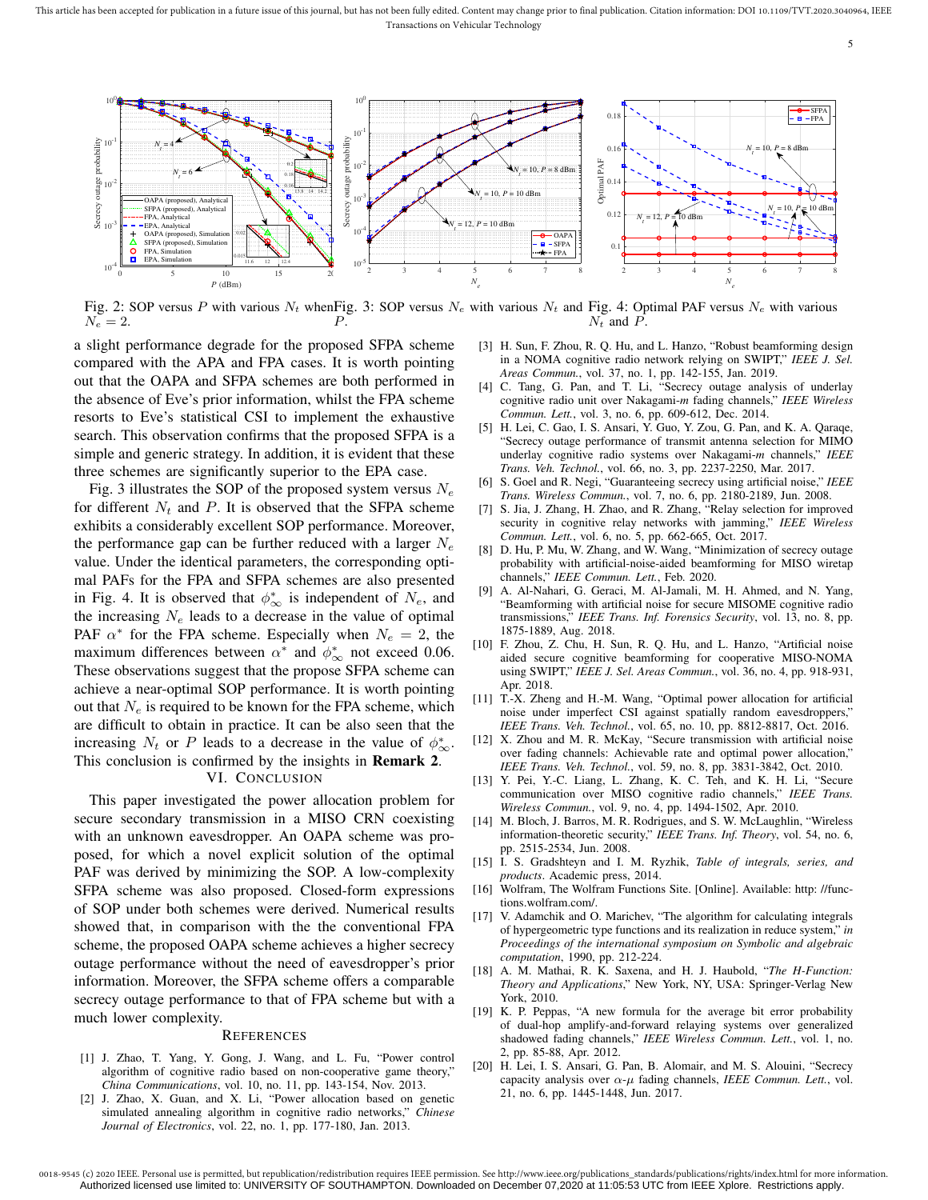10^0
10^-1
10^-2
10^-3
10^-4
Secrecy outage probability
0 5 10 15 20
P (dBm)
N_t = 4
N_t = 6
OAPA (proposed), Analytical
SFPA (proposed), Analytical
FPA, Analytical
EPA, Analytical
OAPA (proposed), Simulation
SFPA (proposed), Simulation
FPA, Simulation
EPA, Simulation

Fig. 2: SOP versus $P$ with various $N_t$ when $N_e = 2$.

10^0
10^-1
10^-2
10^-3
10^-4
10^-5
Secrecy outage probability
2 3 4 5 6 7 8
$N_e$
N_t = 10, P = 8 dBm
N_t = 10, P = 10 dBm
N_t = 12, P = 10 dBm
OAPA
SFPA
FPA

Fig. 3: SOP versus $N_e$ with various $N_t$ and $P$.

Optimal PAF
0.18
0.16
0.14
0.12
0.1
2 3 4 5 6 7 8
$N_e$
SFPA
FPA
N_t = 10, P = 8 dBm
N_t = 10, P = 10 dBm
N_t = 12, P = 10 dBm

Fig. 4: Optimal PAF versus $N_e$ with various $N_t$ and $P$.

a slight performance degrade for the proposed SFPA scheme compared with the APA and FPA cases. It is worth pointing out that the OAPA and SFPA schemes are both performed in the absence of Eve's prior information, whilst the FPA scheme resorts to Eve's statistical CSI to implement the exhaustive search. This observation confirms that the proposed SFPA is a simple and generic strategy. In addition, it is evident that these three schemes are significantly superior to the EPA case.

Fig. 3 illustrates the SOP of the proposed system versus $N_e$ for different $N_t$ and $P$. It is observed that the SFPA scheme exhibits a considerably excellent SOP performance. Moreover, the performance gap can be further reduced with a larger $N_e$ value. Under the identical parameters, the corresponding optimal PAFs for the FPA and SFPA schemes are also presented in Fig. 4. It is observed that $\phi_{\infty}^{*}$ is independent of $N_e$, and the increasing $N_e$ leads to a decrease in the value of optimal PAF $\alpha^{*}$ for the FPA scheme. Especially when $N_e = 2$, the maximum differences between $\alpha^{*}$ and $\phi_{\infty}^{*}$ not exceed 0.06. These observations suggest that the propose SFPA scheme can achieve a near-optimal SOP performance. It is worth pointing out that $N_e$ is required to be known for the FPA scheme, which are difficult to obtain in practice. It can be also seen that the increasing $N_t$ or $P$ leads to a decrease in the value of $\phi_{\infty}^{*}$. This conclusion is confirmed by the insights in **Remark 2**.

## VI. Conclusion

This paper investigated the power allocation problem for secure secondary transmission in a MISO CRN coexisting with an unknown eavesdropper. An OAPA scheme was proposed, for which a novel explicit solution of the optimal PAF was derived by minimizing the SOP. A low-complexity SFPA scheme was also proposed. Closed-form expressions of SOP under both schemes were derived. Numerical results showed that, in comparison with the the conventional FPA scheme, the proposed OAPA scheme achieves a higher secrecy outage performance without the need of eavesdropper's prior information. Moreover, the SFPA scheme offers a comparable secrecy outage performance to that of FPA scheme but with a much lower complexity.

## References

[1] J. Zhao, T. Yang, Y. Gong, J. Wang, and L. Fu, "Power control algorithm of cognitive radio based on non-cooperative game theory," *China Communications*, vol. 10, no. 11, pp. 143-154, Nov. 2013.

[2] J. Zhao, X. Guan, and X. Li, "Power allocation based on genetic simulated annealing algorithm in cognitive radio networks," *Chinese Journal of Electronics*, vol. 22, no. 1, pp. 177-180, Jan. 2013.

[3] H. Sun, F. Zhou, R. Q. Hu, and L. Hanzo, "Robust beamforming design in a NOMA cognitive radio network relying on SWIPT," *IEEE J. Sel. Areas Commun.*, vol. 37, no. 1, pp. 142-155, Jan. 2019.

[4] C. Tang, G. Pan, and T. Li, "Secrecy outage analysis of underlay cognitive radio unit over Nakagami-*m* fading channels," *IEEE Wireless Commun. Lett.*, vol. 3, no. 6, pp. 609-612, Dec. 2014.

[5] H. Lei, C. Gao, I. S. Ansari, Y. Guo, Y. Zou, G. Pan, and K. A. Qaraqe, "Secrecy outage performance of transmit antenna selection for MIMO underlay cognitive radio systems over Nakagami-*m* channels," *IEEE Trans. Veh. Technol.*, vol. 66, no. 3, pp. 2237-2250, Mar. 2017.

[6] S. Goel and R. Negi, "Guaranteeing secrecy using artificial noise," *IEEE Trans. Wireless Commun.*, vol. 7, no. 6, pp. 2180-2189, Jun. 2008.

[7] S. Jia, J. Zhang, H. Zhao, and R. Zhang, "Relay selection for improved security in cognitive relay networks with jamming," *IEEE Wireless Commun. Lett.*, vol. 6, no. 5, pp. 662-665, Oct. 2017.

[8] D. Hu, P. Mu, W. Zhang, and W. Wang, "Minimization of secrecy outage probability with artificial-noise-aided beamforming for MISO wiretap channels," *IEEE Commun. Lett.*, Feb. 2020.

[9] A. Al-Nahari, G. Geraci, M. Al-Jamali, M. H. Ahmed, and N. Yang, "Beamforming with artificial noise for secure MISOME cognitive radio transmissions," *IEEE Trans. Inf. Forensics Security*, vol. 13, no. 8, pp. 1875-1889, Aug. 2018.

[10] F. Zhou, Z. Chu, H. Sun, R. Q. Hu, and L. Hanzo, "Artificial noise aided secure cognitive beamforming for cooperative MISO-NOMA using SWIPT," *IEEE J. Sel. Areas Commun.*, vol. 36, no. 4, pp. 918-931, Apr. 2018.

[11] T.-X. Zheng and H.-M. Wang, "Optimal power allocation for artificial noise under imperfect CSI against spatially random eavesdroppers," *IEEE Trans. Veh. Technol.*, vol. 65, no. 10, pp. 8812-8817, Oct. 2016.

[12] X. Zhou and M. R. McKay, "Secure transmission with artificial noise over fading channels: Achievable rate and optimal power allocation," *IEEE Trans. Veh. Technol.*, vol. 59, no. 8, pp. 3831-3842, Oct. 2010.

[13] Y. Pei, Y.-C. Liang, L. Zhang, K. C. Teh, and K. H. Li, "Secure communication over MISO cognitive radio channels," *IEEE Trans. Wireless Commun.*, vol. 9, no. 4, pp. 1494-1502, Apr. 2010.

[14] M. Bloch, J. Barros, M. R. Rodrigues, and S. W. McLaughlin, "Wireless information-theoretic security," *IEEE Trans. Inf. Theory*, vol. 54, no. 6, pp. 2515-2534, Jun. 2008.

[15] I. S. Gradshteyn and I. M. Ryzhik, *Table of integrals, series, and products*. Academic press, 2014.

[16] Wolfram, The Wolfram Functions Site. [Online]. Available: http: //functions.wolfram.com/.

[17] V. Adamchik and O. Marichev, "The algorithm for calculating integrals of hypergeometric type functions and its realization in reduce system," *in Proceedings of the international symposium on Symbolic and algebraic computation*, 1990, pp. 212-224.

[18] A. M. Mathai, R. K. Saxena, and H. J. Haubold, "*The H-Function: Theory and Applications*," New York, NY, USA: Springer-Verlag New York, 2010.

[19] K. P. Peppas, "A new formula for the average bit error probability of dual-hop amplify-and-forward relaying systems over generalized shadowed fading channels," *IEEE Wireless Commun. Lett.*, vol. 1, no. 2, pp. 85-88, Apr. 2012.

[20] H. Lei, I. S. Ansari, G. Pan, B. Alomair, and M. S. Alouini, "Secrecy capacity analysis over $\alpha$-$\mu$ fading channels, *IEEE Commun. Lett.*, vol. 21, no. 6, pp. 1445-1448, Jun. 2017.